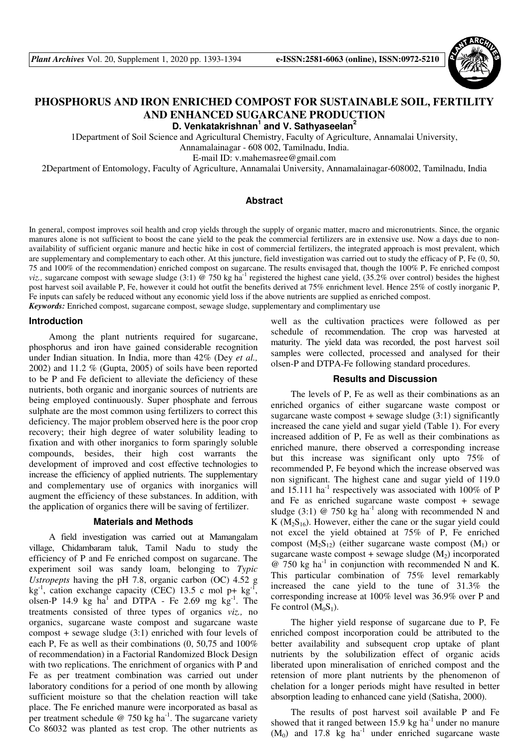# PHOSPHORUS AND IRON ENRICHED COMPOST FOR SUSTAINABLE SOIL, FERTILITY AND ENHANCED SUGARCANE PRODUCTION

**D. Venkatakrishnan[1] and V. Sathyaseelan[2]**

1Department of Soil Science and Agricultural Chemistry, Faculty of Agriculture, Annamalai University, Annamalainagar - 608 002, Tamilnadu, India.
E-mail ID: v.mahemasree@gmail.com

2Department of Entomology, Faculty of Agriculture, Annamalai University, Annamalainagar-608002, Tamilnadu, India

## Abstract

In general, compost improves soil health and crop yields through the supply of organic matter, macro and micronutrients. Since, the organic manures alone is not sufficient to boost the cane yield to the peak the commercial fertilizers are in extensive use. Now a days due to non-availability of sufficient organic manure and hectic hike in cost of commercial fertilizers, the integrated approach is most prevalent, which are supplementary and complementary to each other. At this juncture, field investigation was carried out to study the efficacy of P, Fe (0, 50, 75 and 100% of the recommendation) enriched compost on sugarcane. The results envisaged that, though the 100% P, Fe enriched compost *viz.,* sugarcane compost with sewage sludge (3:1) @ 750 kg ha$^{-1}$ registered the highest cane yield, (35.2% over control) besides the highest post harvest soil available P, Fe, however it could hot outfit the benefits derived at 75% enrichment level. Hence 25% of costly inorganic P, Fe inputs can safely be reduced without any economic yield loss if the above nutrients are supplied as enriched compost.

***Keywords:*** Enriched compost, sugarcane compost, sewage sludge, supplementary and complimentary use

## Introduction

Among the plant nutrients required for sugarcane, phosphorus and iron have gained considerable recognition under Indian situation. In India, more than 42% (Dey *et al.,* 2002) and 11.2 % (Gupta, 2005) of soils have been reported to be P and Fe deficient to alleviate the deficiency of these nutrients, both organic and inorganic sources of nutrients are being employed continuously. Super phosphate and ferrous sulphate are the most common using fertilizers to correct this deficiency. The major problem observed here is the poor crop recovery; their high degree of water solubility leading to fixation and with other inorganics to form sparingly soluble compounds, besides, their high cost warrants the development of improved and cost effective technologies to increase the efficiency of applied nutrients. The supplementary and complementary use of organics with inorganics will augment the efficiency of these substances. In addition, with the application of organics there will be saving of fertilizer.

## Materials and Methods

A field investigation was carried out at Mamangalam village, Chidambaram taluk, Tamil Nadu to study the efficiency of P and Fe enriched compost on sugarcane. The experiment soil was sandy loam, belonging to *Typic Ustropepts* having the pH 7.8, organic carbon (OC) 4.52 g kg$^{-1}$, cation exchange capacity (CEC) 13.5 c mol p+ kg$^{-1}$, olsen-P 14.9 kg ha$^{1}$ and DTPA - Fe 2.69 mg kg$^{-1}$. The treatments consisted of three types of organics *viz.,* no organics, sugarcane waste compost and sugarcane waste compost + sewage sludge (3:1) enriched with four levels of each P, Fe as well as their combinations (0, 50,75 and 100% of recommendation) in a Factorial Randomized Block Design with two replications. The enrichment of organics with P and Fe as per treatment combination was carried out under laboratory conditions for a period of one month by allowing sufficient moisture so that the chelation reaction will take place. The Fe enriched manure were incorporated as basal as per treatment schedule @ 750 kg ha$^{-1}$. The sugarcane variety Co 86032 was planted as test crop. The other nutrients as well as the cultivation practices were followed as per schedule of recommendation. The crop was harvested at maturity. The yield data was recorded, the post harvest soil samples were collected, processed and analysed for their olsen-P and DTPA-Fe following standard procedures.

## Results and Discussion

The levels of P, Fe as well as their combinations as an enriched organics of either sugarcane waste compost or sugarcane waste compost + sewage sludge (3:1) significantly increased the cane yield and sugar yield (Table 1). For every increased addition of P, Fe as well as their combinations as enriched manure, there observed a corresponding increase but this increase was significant only upto 75% of recommended P, Fe beyond which the increase observed was non significant. The highest cane and sugar yield of 119.0 and 15.111 ha$^{-1}$ respectively was associated with 100% of P and Fe as enriched sugarcane waste compost + sewage sludge (3:1) @ 750 kg ha$^{-1}$ along with recommended N and K ($M_2S_{16}$). However, either the cane or the sugar yield could not excel the yield obtained at 75% of P, Fe enriched compost ($M_2S_{12}$) (either sugarcane waste compost ($M_1$) or sugarcane waste compost + sewage sludge ($M_2$) incorporated @ 750 kg ha$^{-1}$ in conjunction with recommended N and K. This particular combination of 75% level remarkably increased the cane yield to the tune of 31.3% the corresponding increase at 100% level was 36.9% over P and Fe control ($M_0S_1$).

The higher yield response of sugarcane due to P, Fe enriched compost incorporation could be attributed to the better availability and subsequent crop uptake of plant nutrients by the solubilization effect of organic acids liberated upon mineralisation of enriched compost and the retension of more plant nutrients by the phenomenon of chelation for a longer periods might have resulted in better absorption leading to enhanced cane yield (Satisha, 2000).

The results of post harvest soil available P and Fe showed that it ranged between 15.9 kg ha$^{-1}$ under no manure ($M_0$) and 17.8 kg ha$^{-1}$ under enriched sugarcane waste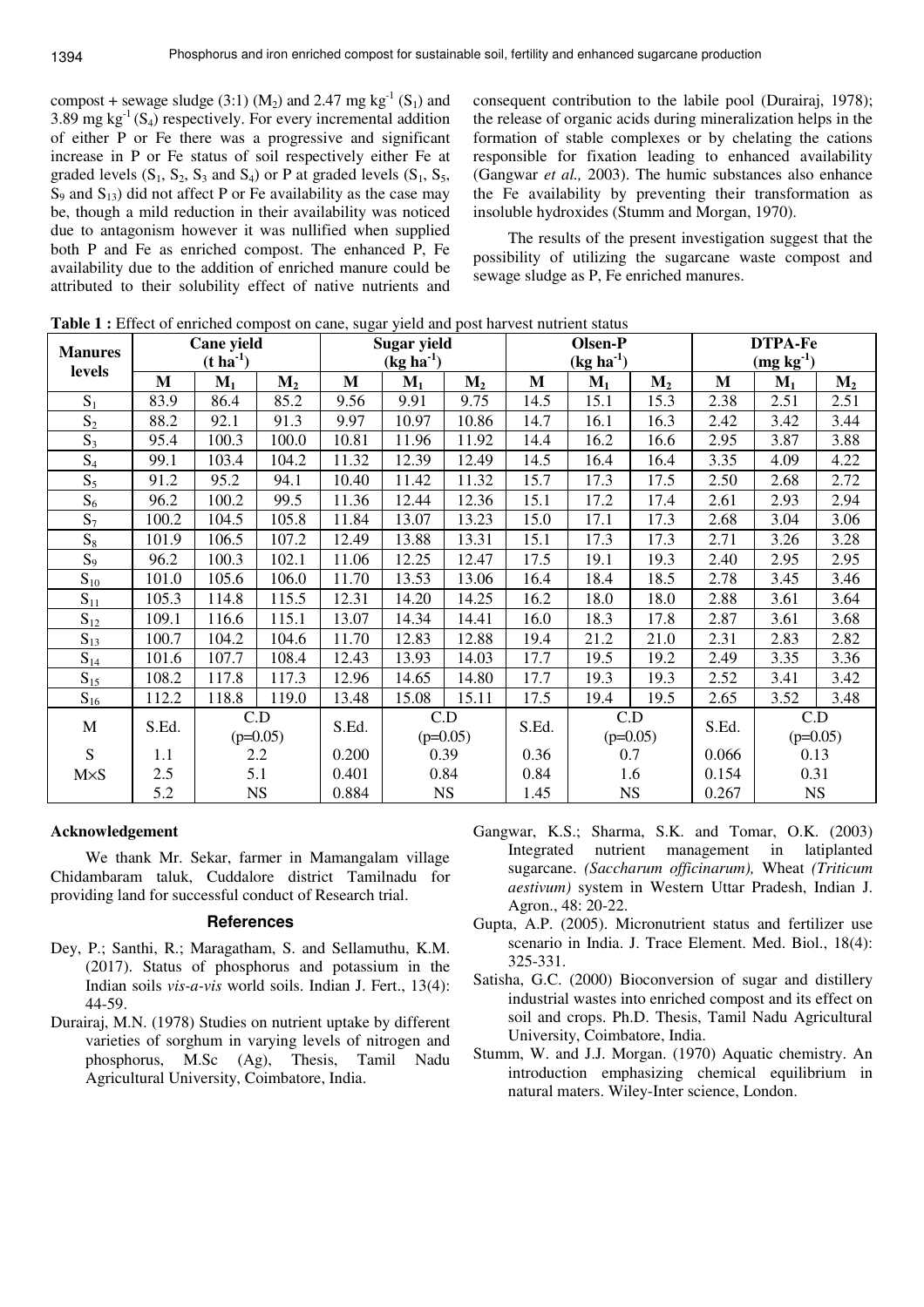compost + sewage sludge (3:1) ($M_2$) and 2.47 mg kg$^{-1}$ ($S_1$) and 3.89 mg kg$^{-1}$ ($S_4$) respectively. For every incremental addition of either P or Fe there was a progressive and significant increase in P or Fe status of soil respectively either Fe at graded levels ($S_1$, $S_2$, $S_3$ and $S_4$) or P at graded levels ($S_1$, $S_5$, $S_9$ and $S_{13}$) did not affect P or Fe availability as the case may be, though a mild reduction in their availability was noticed due to antagonism however it was nullified when supplied both P and Fe as enriched compost. The enhanced P, Fe availability due to the addition of enriched manure could be attributed to their solubility effect of native nutrients and consequent contribution to the labile pool (Durairaj, 1978); the release of organic acids during mineralization helps in the formation of stable complexes or by chelating the cations responsible for fixation leading to enhanced availability (Gangwar *et al.,* 2003). The humic substances also enhance the Fe availability by preventing their transformation as insoluble hydroxides (Stumm and Morgan, 1970).

The results of the present investigation suggest that the possibility of utilizing the sugarcane waste compost and sewage sludge as P, Fe enriched manures.

**Table 1 :** Effect of enriched compost on cane, sugar yield and post harvest nutrient status

| Manures levels | Cane yield (t ha$^{-1}$) | | | Sugar yield (kg ha$^{-1}$) | | | Olsen-P (kg ha$^{-1}$) | | | DTPA-Fe (mg kg$^{-1}$) | | |
|---|---|---|---|---|---|---|---|---|---|---|---|---|
| | M | $M_1$ | $M_2$ | M | $M_1$ | $M_2$ | M | $M_1$ | $M_2$ | M | $M_1$ | $M_2$ |
| $S_1$ | 83.9 | 86.4 | 85.2 | 9.56 | 9.91 | 9.75 | 14.5 | 15.1 | 15.3 | 2.38 | 2.51 | 2.51 |
| $S_2$ | 88.2 | 92.1 | 91.3 | 9.97 | 10.97 | 10.86 | 14.7 | 16.1 | 16.3 | 2.42 | 3.42 | 3.44 |
| $S_3$ | 95.4 | 100.3 | 100.0 | 10.81 | 11.96 | 11.92 | 14.4 | 16.2 | 16.6 | 2.95 | 3.87 | 3.88 |
| $S_4$ | 99.1 | 103.4 | 104.2 | 11.32 | 12.39 | 12.49 | 14.5 | 16.4 | 16.4 | 3.35 | 4.09 | 4.22 |
| $S_5$ | 91.2 | 95.2 | 94.1 | 10.40 | 11.42 | 11.32 | 15.7 | 17.3 | 17.5 | 2.50 | 2.68 | 2.72 |
| $S_6$ | 96.2 | 100.2 | 99.5 | 11.36 | 12.44 | 12.36 | 15.1 | 17.2 | 17.4 | 2.61 | 2.93 | 2.94 |
| $S_7$ | 100.2 | 104.5 | 105.8 | 11.84 | 13.07 | 13.23 | 15.0 | 17.1 | 17.3 | 2.68 | 3.04 | 3.06 |
| $S_8$ | 101.9 | 106.5 | 107.2 | 12.49 | 13.88 | 13.31 | 15.1 | 17.3 | 17.3 | 2.71 | 3.26 | 3.28 |
| $S_9$ | 96.2 | 100.3 | 102.1 | 11.06 | 12.25 | 12.47 | 17.5 | 19.1 | 19.3 | 2.40 | 2.95 | 2.95 |
| $S_{10}$ | 101.0 | 105.6 | 106.0 | 11.70 | 13.53 | 13.06 | 16.4 | 18.4 | 18.5 | 2.78 | 3.45 | 3.46 |
| $S_{11}$ | 105.3 | 114.8 | 115.5 | 12.31 | 14.20 | 14.25 | 16.2 | 18.0 | 18.0 | 2.88 | 3.61 | 3.64 |
| $S_{12}$ | 109.1 | 116.6 | 115.1 | 13.07 | 14.34 | 14.41 | 16.0 | 18.3 | 17.8 | 2.87 | 3.61 | 3.68 |
| $S_{13}$ | 100.7 | 104.2 | 104.6 | 11.70 | 12.83 | 12.88 | 19.4 | 21.2 | 21.0 | 2.31 | 2.83 | 2.82 |
| $S_{14}$ | 101.6 | 107.7 | 108.4 | 12.43 | 13.93 | 14.03 | 17.7 | 19.5 | 19.2 | 2.49 | 3.35 | 3.36 |
| $S_{15}$ | 108.2 | 117.8 | 117.3 | 12.96 | 14.65 | 14.80 | 17.7 | 19.3 | 19.3 | 2.52 | 3.41 | 3.42 |
| $S_{16}$ | 112.2 | 118.8 | 119.0 | 13.48 | 15.08 | 15.11 | 17.5 | 19.4 | 19.5 | 2.65 | 3.52 | 3.48 |
| M | S.Ed. | C.D (p=0.05) | | S.Ed. | C.D (p=0.05) | | S.Ed. | C.D (p=0.05) | | S.Ed. | C.D (p=0.05) | |
| S | 1.1 | 2.2 | | 0.200 | 0.39 | | 0.36 | 0.7 | | 0.066 | 0.13 | |
| M×S | 2.5 | 5.1 | | 0.401 | 0.84 | | 0.84 | 1.6 | | 0.154 | 0.31 | |
| | 5.2 | NS | | 0.884 | NS | | 1.45 | NS | | 0.267 | NS | |

### Acknowledgement

We thank Mr. Sekar, farmer in Mamangalam village Chidambaram taluk, Cuddalore district Tamilnadu for providing land for successful conduct of Research trial.

## References

Dey, P.; Santhi, R.; Maragatham, S. and Sellamuthu, K.M. (2017). Status of phosphorus and potassium in the Indian soils *vis-a-vis* world soils. Indian J. Fert., 13(4): 44-59.

Durairaj, M.N. (1978) Studies on nutrient uptake by different varieties of sorghum in varying levels of nitrogen and phosphorus, M.Sc (Ag), Thesis, Tamil Nadu Agricultural University, Coimbatore, India.

Gangwar, K.S.; Sharma, S.K. and Tomar, O.K. (2003) Integrated nutrient management in latiplanted sugarcane. *(Saccharum officinarum),* Wheat *(Triticum aestivum)* system in Western Uttar Pradesh, Indian J. Agron., 48: 20-22.

Gupta, A.P. (2005). Micronutrient status and fertilizer use scenario in India. J. Trace Element. Med. Biol., 18(4): 325-331.

Satisha, G.C. (2000) Bioconversion of sugar and distillery industrial wastes into enriched compost and its effect on soil and crops. Ph.D. Thesis, Tamil Nadu Agricultural University, Coimbatore, India.

Stumm, W. and J.J. Morgan. (1970) Aquatic chemistry. An introduction emphasizing chemical equilibrium in natural maters. Wiley-Inter science, London.